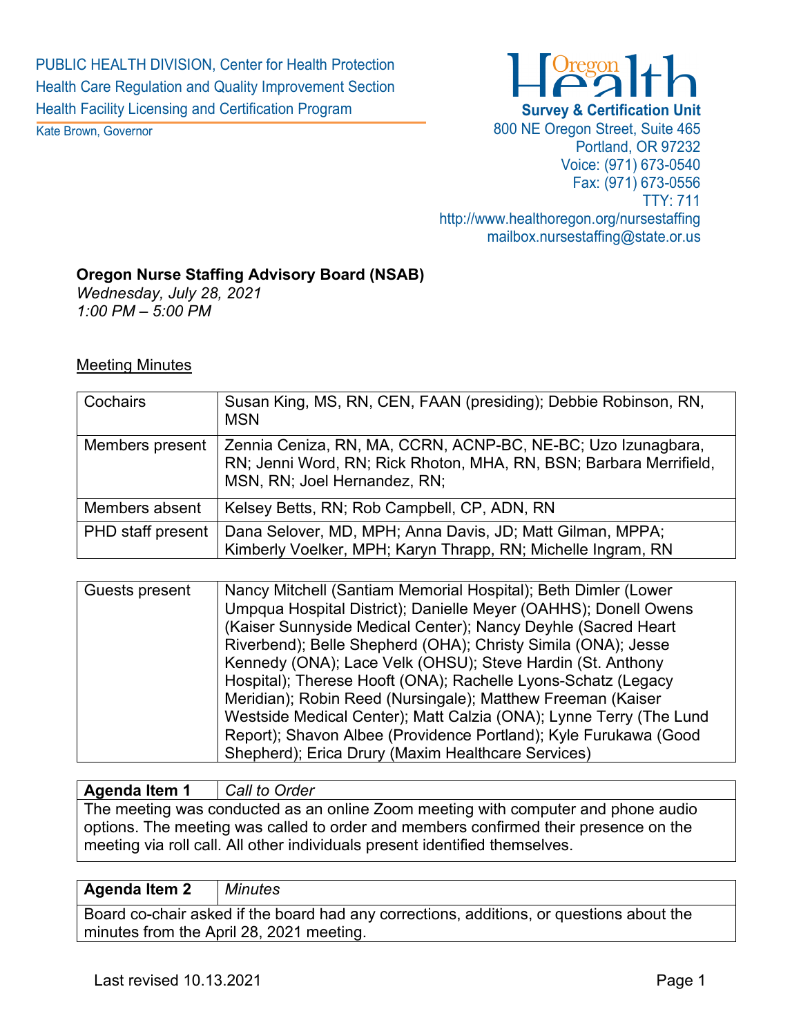PUBLIC HEALTH DIVISION, Center for Health Protection
Health Care Regulation and Quality Improvement Section
Health Facility Licensing and Certification Program

Kate Brown, Governor

Oregon Health

**Survey & Certification Unit**
800 NE Oregon Street, Suite 465
Portland, OR 97232
Voice: (971) 673-0540
Fax: (971) 673-0556
TTY: 711
http://www.healthoregon.org/nursestaffing
mailbox.nursestaffing@state.or.us

**Oregon Nurse Staffing Advisory Board (NSAB)**
*Wednesday, July 28, 2021*
*1:00 PM – 5:00 PM*

Meeting Minutes

| | |
|---|---|
| Cochairs | Susan King, MS, RN, CEN, FAAN (presiding); Debbie Robinson, RN, MSN |
| Members present | Zennia Ceniza, RN, MA, CCRN, ACNP-BC, NE-BC; Uzo Izunagbara, RN; Jenni Word, RN; Rick Rhoton, MHA, RN, BSN; Barbara Merrifield, MSN, RN; Joel Hernandez, RN; |
| Members absent | Kelsey Betts, RN; Rob Campbell, CP, ADN, RN |
| PHD staff present | Dana Selover, MD, MPH; Anna Davis, JD; Matt Gilman, MPPA; Kimberly Voelker, MPH; Karyn Thrapp, RN; Michelle Ingram, RN |

| | |
|---|---|
| Guests present | Nancy Mitchell (Santiam Memorial Hospital); Beth Dimler (Lower Umpqua Hospital District); Danielle Meyer (OAHHS); Donell Owens (Kaiser Sunnyside Medical Center); Nancy Deyhle (Sacred Heart Riverbend); Belle Shepherd (OHA); Christy Simila (ONA); Jesse Kennedy (ONA); Lace Velk (OHSU); Steve Hardin (St. Anthony Hospital); Therese Hooft (ONA); Rachelle Lyons-Schatz (Legacy Meridian); Robin Reed (Nursingale); Matthew Freeman (Kaiser Westside Medical Center); Matt Calzia (ONA); Lynne Terry (The Lund Report); Shavon Albee (Providence Portland); Kyle Furukawa (Good Shepherd); Erica Drury (Maxim Healthcare Services) |

| **Agenda Item 1** | *Call to Order* |
|---|---|
| The meeting was conducted as an online Zoom meeting with computer and phone audio options. The meeting was called to order and members confirmed their presence on the meeting via roll call. All other individuals present identified themselves. | |

| **Agenda Item 2** | *Minutes* |
|---|---|
| Board co-chair asked if the board had any corrections, additions, or questions about the minutes from the April 28, 2021 meeting. | |

Last revised 10.13.2021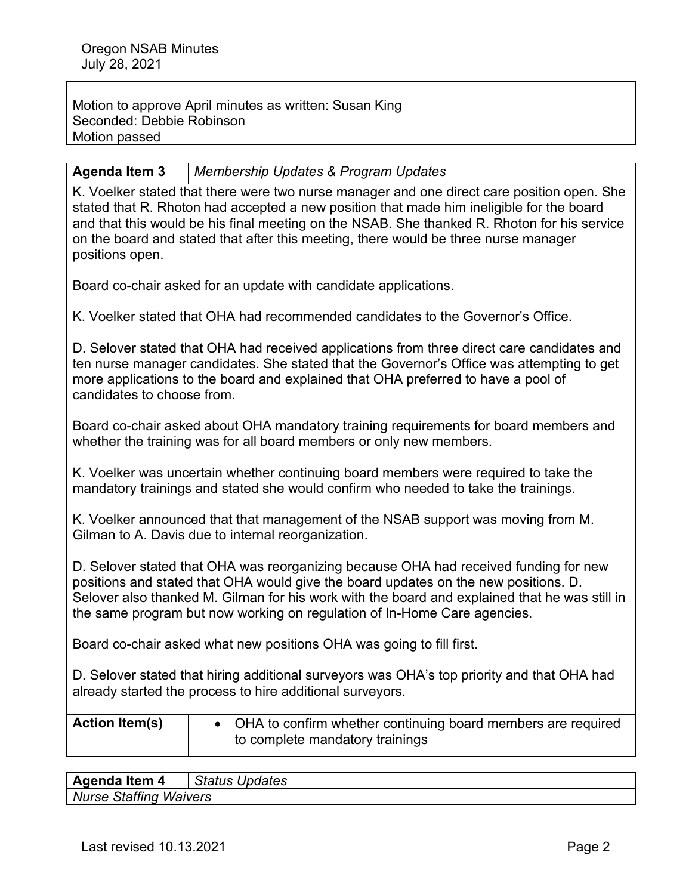Motion to approve April minutes as written: Susan King
Seconded: Debbie Robinson
Motion passed

| **Agenda Item 3** | *Membership Updates & Program Updates* |
|---|---|

K. Voelker stated that there were two nurse manager and one direct care position open. She stated that R. Rhoton had accepted a new position that made him ineligible for the board and that this would be his final meeting on the NSAB. She thanked R. Rhoton for his service on the board and stated that after this meeting, there would be three nurse manager positions open.

Board co-chair asked for an update with candidate applications.

K. Voelker stated that OHA had recommended candidates to the Governor's Office.

D. Selover stated that OHA had received applications from three direct care candidates and ten nurse manager candidates. She stated that the Governor's Office was attempting to get more applications to the board and explained that OHA preferred to have a pool of candidates to choose from.

Board co-chair asked about OHA mandatory training requirements for board members and whether the training was for all board members or only new members.

K. Voelker was uncertain whether continuing board members were required to take the mandatory trainings and stated she would confirm who needed to take the trainings.

K. Voelker announced that that management of the NSAB support was moving from M. Gilman to A. Davis due to internal reorganization.

D. Selover stated that OHA was reorganizing because OHA had received funding for new positions and stated that OHA would give the board updates on the new positions. D. Selover also thanked M. Gilman for his work with the board and explained that he was still in the same program but now working on regulation of In-Home Care agencies.

Board co-chair asked what new positions OHA was going to fill first.

D. Selover stated that hiring additional surveyors was OHA's top priority and that OHA had already started the process to hire additional surveyors.

| **Action Item(s)** | • OHA to confirm whether continuing board members are required to complete mandatory trainings |
|---|---|

| **Agenda Item 4** | *Status Updates* |
|---|---|

*Nurse Staffing Waivers*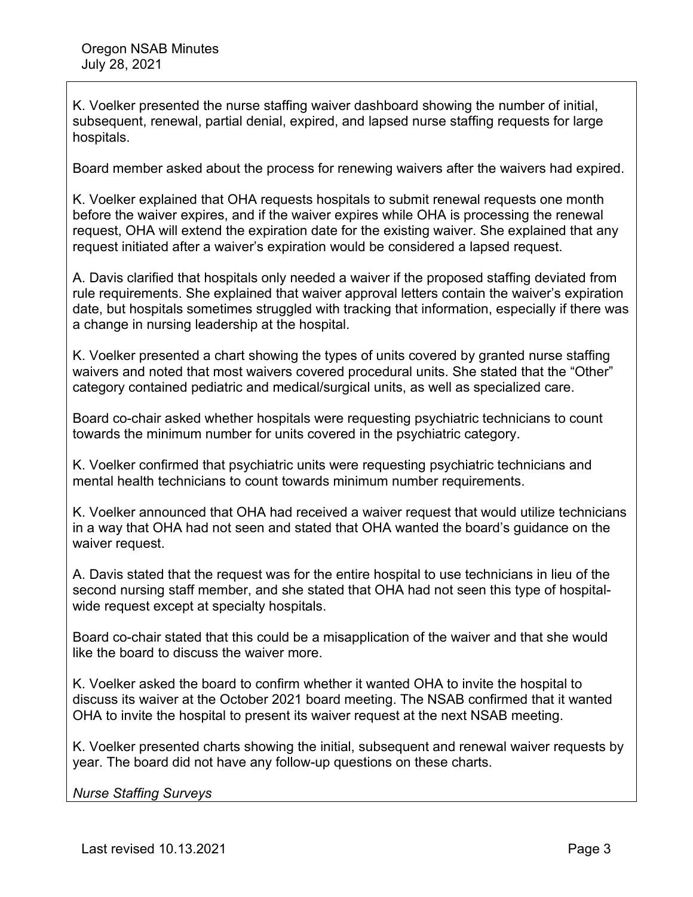K. Voelker presented the nurse staffing waiver dashboard showing the number of initial, subsequent, renewal, partial denial, expired, and lapsed nurse staffing requests for large hospitals.

Board member asked about the process for renewing waivers after the waivers had expired.

K. Voelker explained that OHA requests hospitals to submit renewal requests one month before the waiver expires, and if the waiver expires while OHA is processing the renewal request, OHA will extend the expiration date for the existing waiver. She explained that any request initiated after a waiver's expiration would be considered a lapsed request.

A. Davis clarified that hospitals only needed a waiver if the proposed staffing deviated from rule requirements. She explained that waiver approval letters contain the waiver's expiration date, but hospitals sometimes struggled with tracking that information, especially if there was a change in nursing leadership at the hospital.

K. Voelker presented a chart showing the types of units covered by granted nurse staffing waivers and noted that most waivers covered procedural units. She stated that the "Other" category contained pediatric and medical/surgical units, as well as specialized care.

Board co-chair asked whether hospitals were requesting psychiatric technicians to count towards the minimum number for units covered in the psychiatric category.

K. Voelker confirmed that psychiatric units were requesting psychiatric technicians and mental health technicians to count towards minimum number requirements.

K. Voelker announced that OHA had received a waiver request that would utilize technicians in a way that OHA had not seen and stated that OHA wanted the board's guidance on the waiver request.

A. Davis stated that the request was for the entire hospital to use technicians in lieu of the second nursing staff member, and she stated that OHA had not seen this type of hospital-wide request except at specialty hospitals.

Board co-chair stated that this could be a misapplication of the waiver and that she would like the board to discuss the waiver more.

K. Voelker asked the board to confirm whether it wanted OHA to invite the hospital to discuss its waiver at the October 2021 board meeting. The NSAB confirmed that it wanted OHA to invite the hospital to present its waiver request at the next NSAB meeting.

K. Voelker presented charts showing the initial, subsequent and renewal waiver requests by year. The board did not have any follow-up questions on these charts.

*Nurse Staffing Surveys*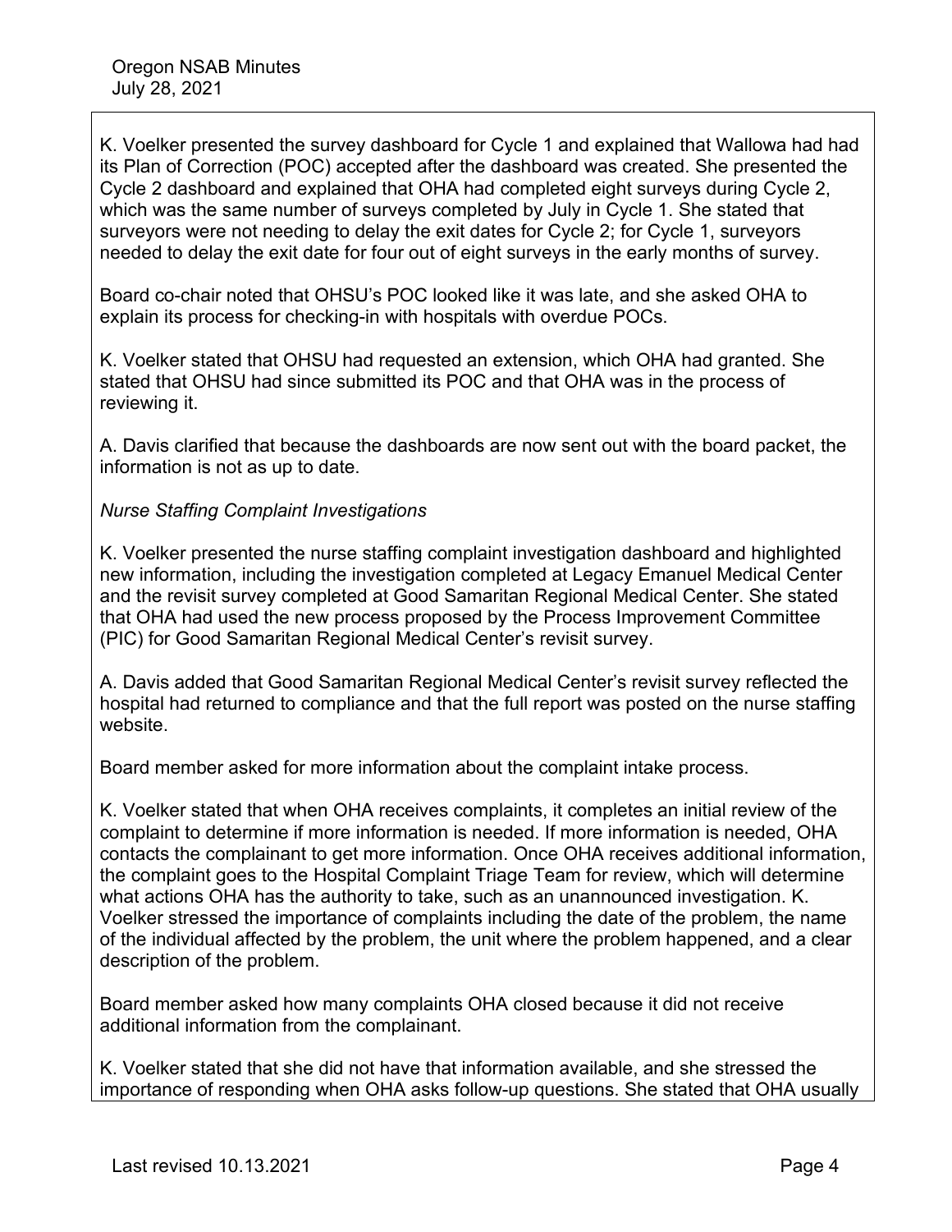K. Voelker presented the survey dashboard for Cycle 1 and explained that Wallowa had had its Plan of Correction (POC) accepted after the dashboard was created. She presented the Cycle 2 dashboard and explained that OHA had completed eight surveys during Cycle 2, which was the same number of surveys completed by July in Cycle 1. She stated that surveyors were not needing to delay the exit dates for Cycle 2; for Cycle 1, surveyors needed to delay the exit date for four out of eight surveys in the early months of survey.

Board co-chair noted that OHSU's POC looked like it was late, and she asked OHA to explain its process for checking-in with hospitals with overdue POCs.

K. Voelker stated that OHSU had requested an extension, which OHA had granted. She stated that OHSU had since submitted its POC and that OHA was in the process of reviewing it.

A. Davis clarified that because the dashboards are now sent out with the board packet, the information is not as up to date.

*Nurse Staffing Complaint Investigations*

K. Voelker presented the nurse staffing complaint investigation dashboard and highlighted new information, including the investigation completed at Legacy Emanuel Medical Center and the revisit survey completed at Good Samaritan Regional Medical Center. She stated that OHA had used the new process proposed by the Process Improvement Committee (PIC) for Good Samaritan Regional Medical Center's revisit survey.

A. Davis added that Good Samaritan Regional Medical Center's revisit survey reflected the hospital had returned to compliance and that the full report was posted on the nurse staffing website.

Board member asked for more information about the complaint intake process.

K. Voelker stated that when OHA receives complaints, it completes an initial review of the complaint to determine if more information is needed. If more information is needed, OHA contacts the complainant to get more information. Once OHA receives additional information, the complaint goes to the Hospital Complaint Triage Team for review, which will determine what actions OHA has the authority to take, such as an unannounced investigation. K. Voelker stressed the importance of complaints including the date of the problem, the name of the individual affected by the problem, the unit where the problem happened, and a clear description of the problem.

Board member asked how many complaints OHA closed because it did not receive additional information from the complainant.

K. Voelker stated that she did not have that information available, and she stressed the importance of responding when OHA asks follow-up questions. She stated that OHA usually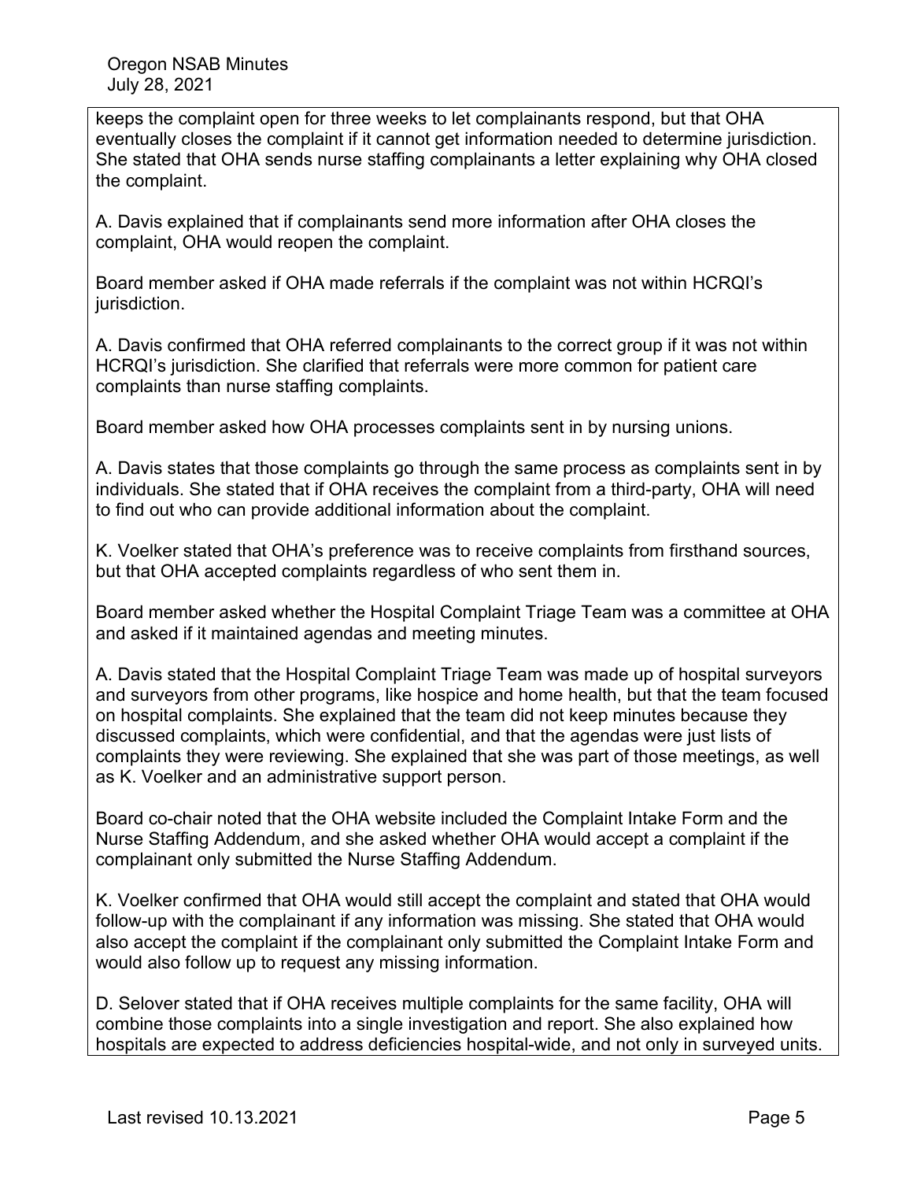keeps the complaint open for three weeks to let complainants respond, but that OHA eventually closes the complaint if it cannot get information needed to determine jurisdiction. She stated that OHA sends nurse staffing complainants a letter explaining why OHA closed the complaint.

A. Davis explained that if complainants send more information after OHA closes the complaint, OHA would reopen the complaint.

Board member asked if OHA made referrals if the complaint was not within HCRQI's jurisdiction.

A. Davis confirmed that OHA referred complainants to the correct group if it was not within HCRQI's jurisdiction. She clarified that referrals were more common for patient care complaints than nurse staffing complaints.

Board member asked how OHA processes complaints sent in by nursing unions.

A. Davis states that those complaints go through the same process as complaints sent in by individuals. She stated that if OHA receives the complaint from a third-party, OHA will need to find out who can provide additional information about the complaint.

K. Voelker stated that OHA's preference was to receive complaints from firsthand sources, but that OHA accepted complaints regardless of who sent them in.

Board member asked whether the Hospital Complaint Triage Team was a committee at OHA and asked if it maintained agendas and meeting minutes.

A. Davis stated that the Hospital Complaint Triage Team was made up of hospital surveyors and surveyors from other programs, like hospice and home health, but that the team focused on hospital complaints. She explained that the team did not keep minutes because they discussed complaints, which were confidential, and that the agendas were just lists of complaints they were reviewing. She explained that she was part of those meetings, as well as K. Voelker and an administrative support person.

Board co-chair noted that the OHA website included the Complaint Intake Form and the Nurse Staffing Addendum, and she asked whether OHA would accept a complaint if the complainant only submitted the Nurse Staffing Addendum.

K. Voelker confirmed that OHA would still accept the complaint and stated that OHA would follow-up with the complainant if any information was missing. She stated that OHA would also accept the complaint if the complainant only submitted the Complaint Intake Form and would also follow up to request any missing information.

D. Selover stated that if OHA receives multiple complaints for the same facility, OHA will combine those complaints into a single investigation and report. She also explained how hospitals are expected to address deficiencies hospital-wide, and not only in surveyed units.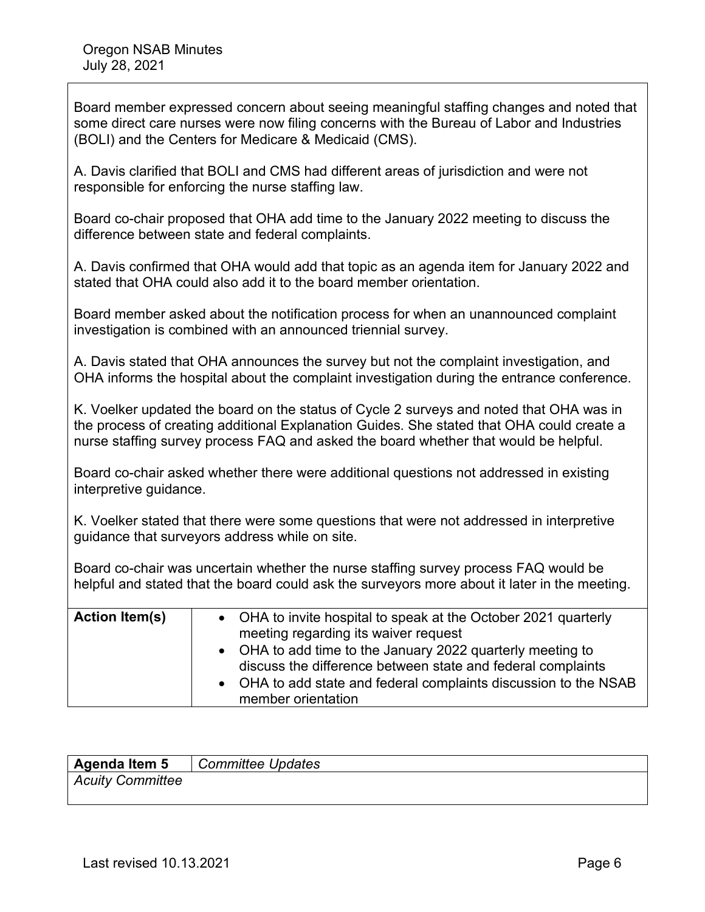Board member expressed concern about seeing meaningful staffing changes and noted that some direct care nurses were now filing concerns with the Bureau of Labor and Industries (BOLI) and the Centers for Medicare & Medicaid (CMS).

A. Davis clarified that BOLI and CMS had different areas of jurisdiction and were not responsible for enforcing the nurse staffing law.

Board co-chair proposed that OHA add time to the January 2022 meeting to discuss the difference between state and federal complaints.

A. Davis confirmed that OHA would add that topic as an agenda item for January 2022 and stated that OHA could also add it to the board member orientation.

Board member asked about the notification process for when an unannounced complaint investigation is combined with an announced triennial survey.

A. Davis stated that OHA announces the survey but not the complaint investigation, and OHA informs the hospital about the complaint investigation during the entrance conference.

K. Voelker updated the board on the status of Cycle 2 surveys and noted that OHA was in the process of creating additional Explanation Guides. She stated that OHA could create a nurse staffing survey process FAQ and asked the board whether that would be helpful.

Board co-chair asked whether there were additional questions not addressed in existing interpretive guidance.

K. Voelker stated that there were some questions that were not addressed in interpretive guidance that surveyors address while on site.

Board co-chair was uncertain whether the nurse staffing survey process FAQ would be helpful and stated that the board could ask the surveyors more about it later in the meeting.

| **Action Item(s)** | • OHA to invite hospital to speak at the October 2021 quarterly meeting regarding its waiver request<br>• OHA to add time to the January 2022 quarterly meeting to discuss the difference between state and federal complaints<br>• OHA to add state and federal complaints discussion to the NSAB member orientation |
|---|---|

| **Agenda Item 5** | *Committee Updates* |
|---|---|
| *Acuity Committee* | |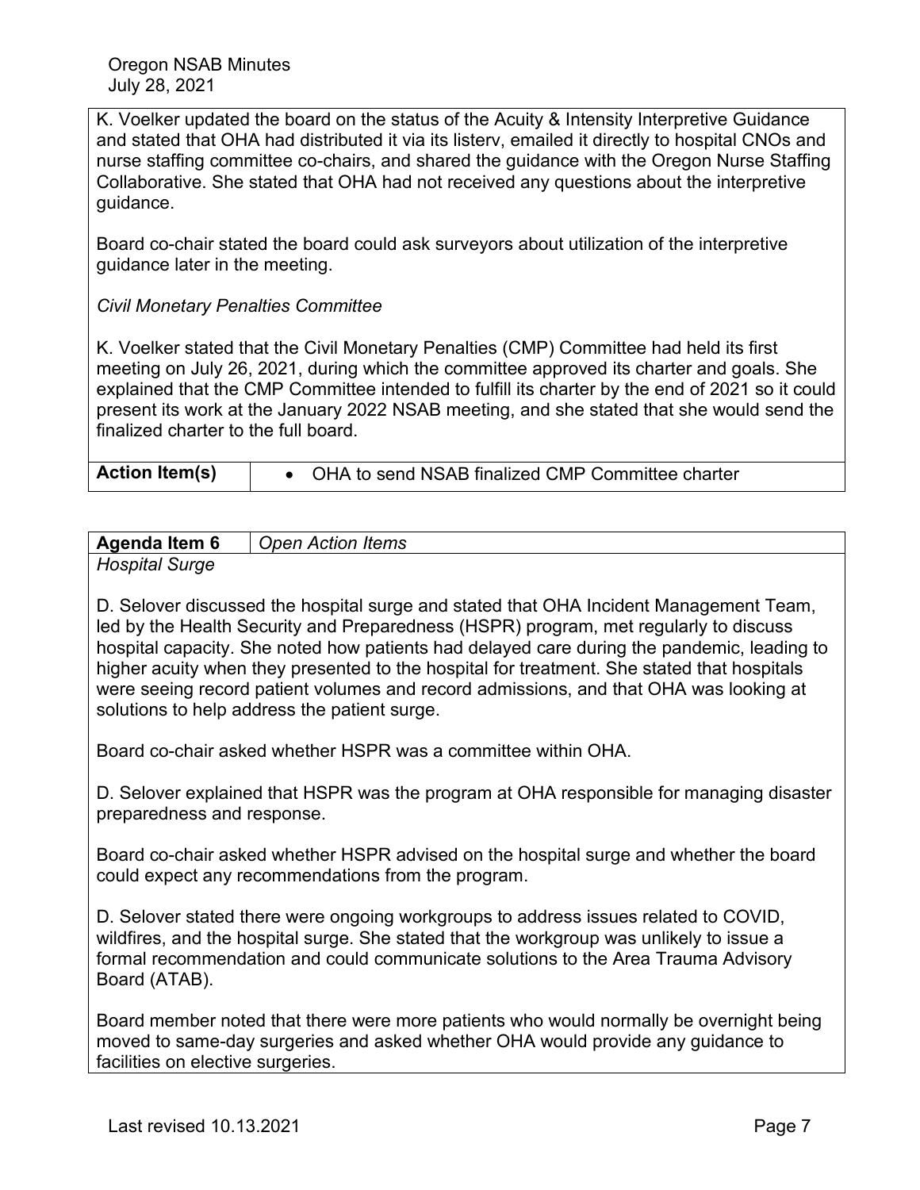K. Voelker updated the board on the status of the Acuity & Intensity Interpretive Guidance and stated that OHA had distributed it via its listerv, emailed it directly to hospital CNOs and nurse staffing committee co-chairs, and shared the guidance with the Oregon Nurse Staffing Collaborative. She stated that OHA had not received any questions about the interpretive guidance.

Board co-chair stated the board could ask surveyors about utilization of the interpretive guidance later in the meeting.

*Civil Monetary Penalties Committee*

K. Voelker stated that the Civil Monetary Penalties (CMP) Committee had held its first meeting on July 26, 2021, during which the committee approved its charter and goals. She explained that the CMP Committee intended to fulfill its charter by the end of 2021 so it could present its work at the January 2022 NSAB meeting, and she stated that she would send the finalized charter to the full board.

| **Action Item(s)** | • OHA to send NSAB finalized CMP Committee charter |
|---|---|

| **Agenda Item 6** | *Open Action Items* |
|---|---|

*Hospital Surge*

D. Selover discussed the hospital surge and stated that OHA Incident Management Team, led by the Health Security and Preparedness (HSPR) program, met regularly to discuss hospital capacity. She noted how patients had delayed care during the pandemic, leading to higher acuity when they presented to the hospital for treatment. She stated that hospitals were seeing record patient volumes and record admissions, and that OHA was looking at solutions to help address the patient surge.

Board co-chair asked whether HSPR was a committee within OHA.

D. Selover explained that HSPR was the program at OHA responsible for managing disaster preparedness and response.

Board co-chair asked whether HSPR advised on the hospital surge and whether the board could expect any recommendations from the program.

D. Selover stated there were ongoing workgroups to address issues related to COVID, wildfires, and the hospital surge. She stated that the workgroup was unlikely to issue a formal recommendation and could communicate solutions to the Area Trauma Advisory Board (ATAB).

Board member noted that there were more patients who would normally be overnight being moved to same-day surgeries and asked whether OHA would provide any guidance to facilities on elective surgeries.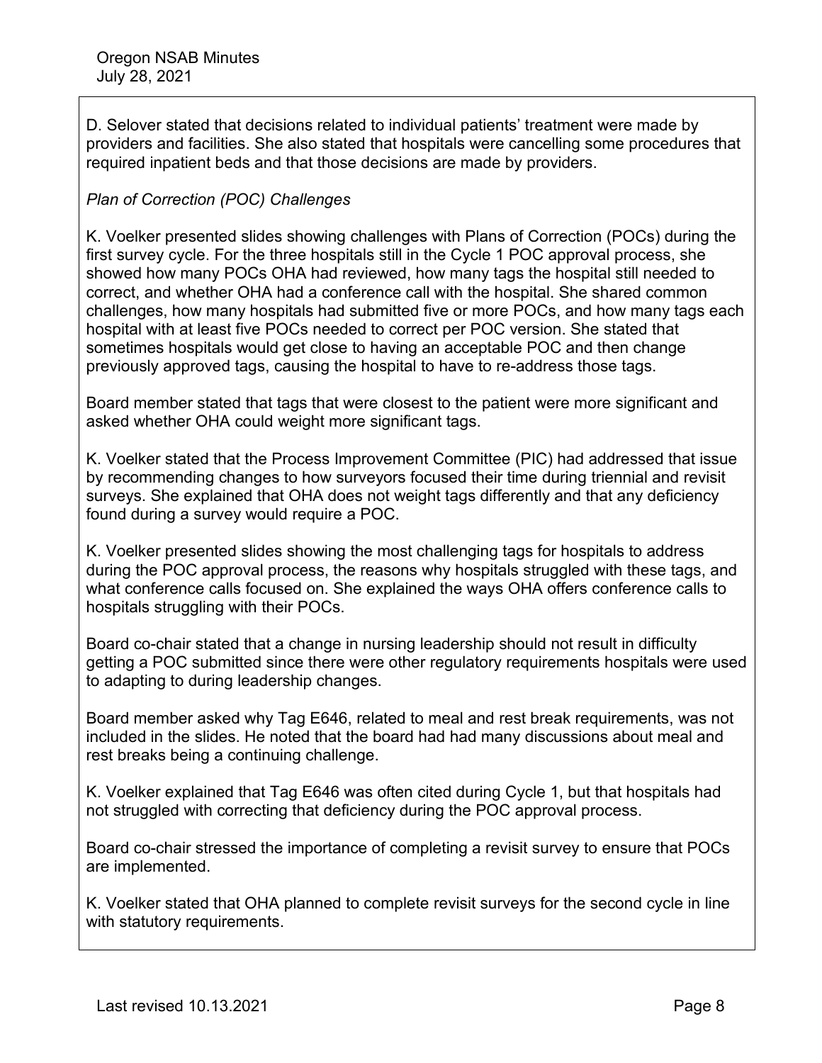D. Selover stated that decisions related to individual patients' treatment were made by providers and facilities. She also stated that hospitals were cancelling some procedures that required inpatient beds and that those decisions are made by providers.

*Plan of Correction (POC) Challenges*

K. Voelker presented slides showing challenges with Plans of Correction (POCs) during the first survey cycle. For the three hospitals still in the Cycle 1 POC approval process, she showed how many POCs OHA had reviewed, how many tags the hospital still needed to correct, and whether OHA had a conference call with the hospital. She shared common challenges, how many hospitals had submitted five or more POCs, and how many tags each hospital with at least five POCs needed to correct per POC version. She stated that sometimes hospitals would get close to having an acceptable POC and then change previously approved tags, causing the hospital to have to re-address those tags.

Board member stated that tags that were closest to the patient were more significant and asked whether OHA could weight more significant tags.

K. Voelker stated that the Process Improvement Committee (PIC) had addressed that issue by recommending changes to how surveyors focused their time during triennial and revisit surveys. She explained that OHA does not weight tags differently and that any deficiency found during a survey would require a POC.

K. Voelker presented slides showing the most challenging tags for hospitals to address during the POC approval process, the reasons why hospitals struggled with these tags, and what conference calls focused on. She explained the ways OHA offers conference calls to hospitals struggling with their POCs.

Board co-chair stated that a change in nursing leadership should not result in difficulty getting a POC submitted since there were other regulatory requirements hospitals were used to adapting to during leadership changes.

Board member asked why Tag E646, related to meal and rest break requirements, was not included in the slides. He noted that the board had had many discussions about meal and rest breaks being a continuing challenge.

K. Voelker explained that Tag E646 was often cited during Cycle 1, but that hospitals had not struggled with correcting that deficiency during the POC approval process.

Board co-chair stressed the importance of completing a revisit survey to ensure that POCs are implemented.

K. Voelker stated that OHA planned to complete revisit surveys for the second cycle in line with statutory requirements.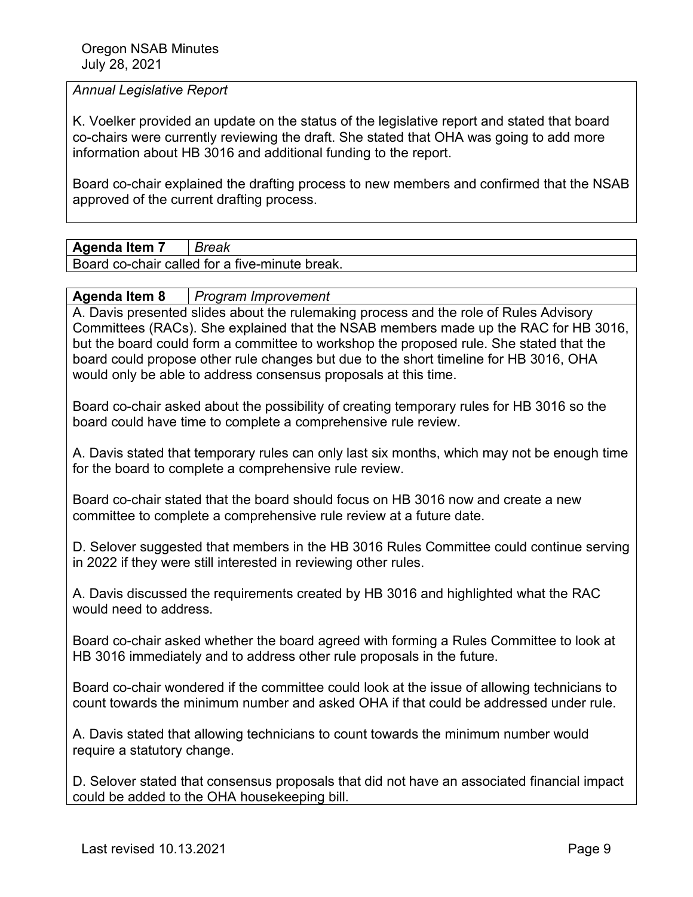*Annual Legislative Report*

K. Voelker provided an update on the status of the legislative report and stated that board co-chairs were currently reviewing the draft. She stated that OHA was going to add more information about HB 3016 and additional funding to the report.

Board co-chair explained the drafting process to new members and confirmed that the NSAB approved of the current drafting process.

| **Agenda Item 7** | *Break* |
|---|---|
| Board co-chair called for a five-minute break. | |

| **Agenda Item 8** | *Program Improvement* |
|---|---|

A. Davis presented slides about the rulemaking process and the role of Rules Advisory Committees (RACs). She explained that the NSAB members made up the RAC for HB 3016, but the board could form a committee to workshop the proposed rule. She stated that the board could propose other rule changes but due to the short timeline for HB 3016, OHA would only be able to address consensus proposals at this time.

Board co-chair asked about the possibility of creating temporary rules for HB 3016 so the board could have time to complete a comprehensive rule review.

A. Davis stated that temporary rules can only last six months, which may not be enough time for the board to complete a comprehensive rule review.

Board co-chair stated that the board should focus on HB 3016 now and create a new committee to complete a comprehensive rule review at a future date.

D. Selover suggested that members in the HB 3016 Rules Committee could continue serving in 2022 if they were still interested in reviewing other rules.

A. Davis discussed the requirements created by HB 3016 and highlighted what the RAC would need to address.

Board co-chair asked whether the board agreed with forming a Rules Committee to look at HB 3016 immediately and to address other rule proposals in the future.

Board co-chair wondered if the committee could look at the issue of allowing technicians to count towards the minimum number and asked OHA if that could be addressed under rule.

A. Davis stated that allowing technicians to count towards the minimum number would require a statutory change.

D. Selover stated that consensus proposals that did not have an associated financial impact could be added to the OHA housekeeping bill.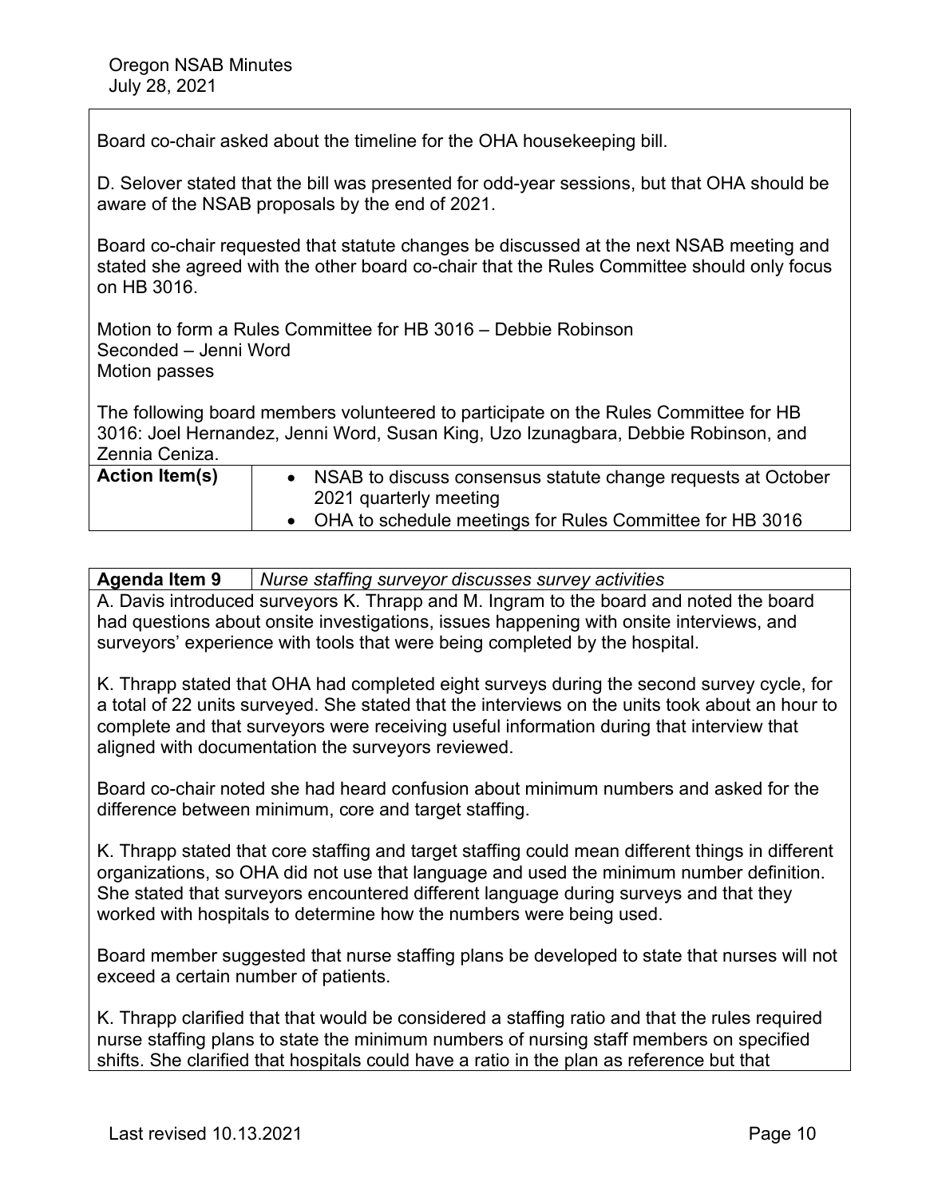Board co-chair asked about the timeline for the OHA housekeeping bill.

D. Selover stated that the bill was presented for odd-year sessions, but that OHA should be aware of the NSAB proposals by the end of 2021.

Board co-chair requested that statute changes be discussed at the next NSAB meeting and stated she agreed with the other board co-chair that the Rules Committee should only focus on HB 3016.

Motion to form a Rules Committee for HB 3016 – Debbie Robinson
Seconded – Jenni Word
Motion passes

The following board members volunteered to participate on the Rules Committee for HB 3016: Joel Hernandez, Jenni Word, Susan King, Uzo Izunagbara, Debbie Robinson, and Zennia Ceniza.

| **Action Item(s)** | • NSAB to discuss consensus statute change requests at October 2021 quarterly meeting<br>• OHA to schedule meetings for Rules Committee for HB 3016 |
|---|---|

| **Agenda Item 9** | *Nurse staffing surveyor discusses survey activities* |
|---|---|

A. Davis introduced surveyors K. Thrapp and M. Ingram to the board and noted the board had questions about onsite investigations, issues happening with onsite interviews, and surveyors' experience with tools that were being completed by the hospital.

K. Thrapp stated that OHA had completed eight surveys during the second survey cycle, for a total of 22 units surveyed. She stated that the interviews on the units took about an hour to complete and that surveyors were receiving useful information during that interview that aligned with documentation the surveyors reviewed.

Board co-chair noted she had heard confusion about minimum numbers and asked for the difference between minimum, core and target staffing.

K. Thrapp stated that core staffing and target staffing could mean different things in different organizations, so OHA did not use that language and used the minimum number definition. She stated that surveyors encountered different language during surveys and that they worked with hospitals to determine how the numbers were being used.

Board member suggested that nurse staffing plans be developed to state that nurses will not exceed a certain number of patients.

K. Thrapp clarified that that would be considered a staffing ratio and that the rules required nurse staffing plans to state the minimum numbers of nursing staff members on specified shifts. She clarified that hospitals could have a ratio in the plan as reference but that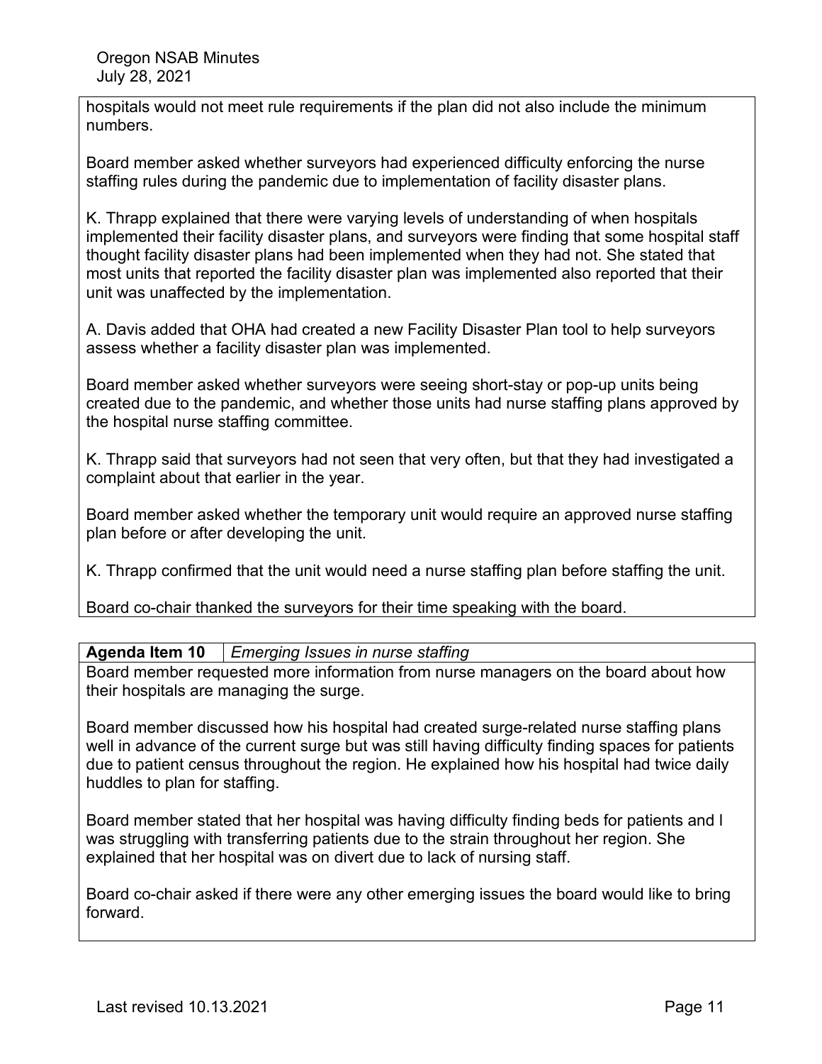hospitals would not meet rule requirements if the plan did not also include the minimum numbers.

Board member asked whether surveyors had experienced difficulty enforcing the nurse staffing rules during the pandemic due to implementation of facility disaster plans.

K. Thrapp explained that there were varying levels of understanding of when hospitals implemented their facility disaster plans, and surveyors were finding that some hospital staff thought facility disaster plans had been implemented when they had not. She stated that most units that reported the facility disaster plan was implemented also reported that their unit was unaffected by the implementation.

A. Davis added that OHA had created a new Facility Disaster Plan tool to help surveyors assess whether a facility disaster plan was implemented.

Board member asked whether surveyors were seeing short-stay or pop-up units being created due to the pandemic, and whether those units had nurse staffing plans approved by the hospital nurse staffing committee.

K. Thrapp said that surveyors had not seen that very often, but that they had investigated a complaint about that earlier in the year.

Board member asked whether the temporary unit would require an approved nurse staffing plan before or after developing the unit.

K. Thrapp confirmed that the unit would need a nurse staffing plan before staffing the unit.

Board co-chair thanked the surveyors for their time speaking with the board.

| **Agenda Item 10** | *Emerging Issues in nurse staffing* |
|---|---|

Board member requested more information from nurse managers on the board about how their hospitals are managing the surge.

Board member discussed how his hospital had created surge-related nurse staffing plans well in advance of the current surge but was still having difficulty finding spaces for patients due to patient census throughout the region. He explained how his hospital had twice daily huddles to plan for staffing.

Board member stated that her hospital was having difficulty finding beds for patients and I was struggling with transferring patients due to the strain throughout her region. She explained that her hospital was on divert due to lack of nursing staff.

Board co-chair asked if there were any other emerging issues the board would like to bring forward.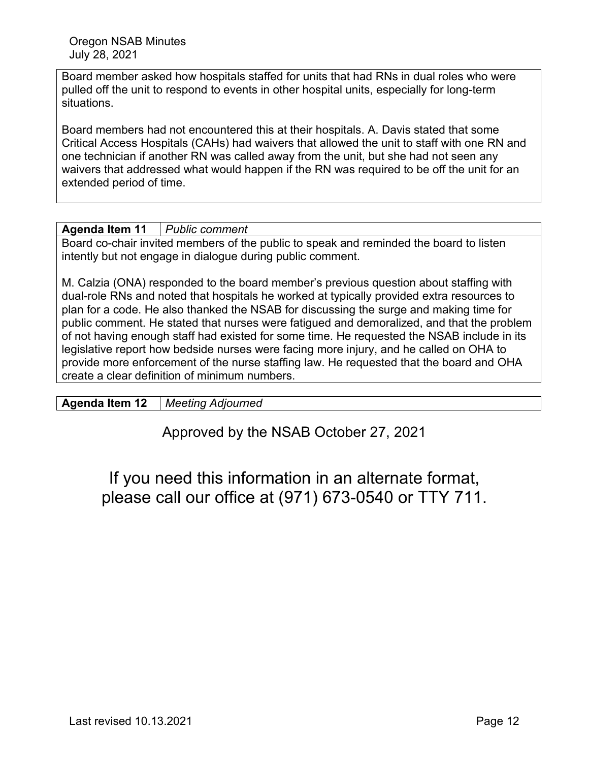Board member asked how hospitals staffed for units that had RNs in dual roles who were pulled off the unit to respond to events in other hospital units, especially for long-term situations.

Board members had not encountered this at their hospitals. A. Davis stated that some Critical Access Hospitals (CAHs) had waivers that allowed the unit to staff with one RN and one technician if another RN was called away from the unit, but she had not seen any waivers that addressed what would happen if the RN was required to be off the unit for an extended period of time.

| **Agenda Item 11** | *Public comment* |
|---|---|

Board co-chair invited members of the public to speak and reminded the board to listen intently but not engage in dialogue during public comment.

M. Calzia (ONA) responded to the board member's previous question about staffing with dual-role RNs and noted that hospitals he worked at typically provided extra resources to plan for a code. He also thanked the NSAB for discussing the surge and making time for public comment. He stated that nurses were fatigued and demoralized, and that the problem of not having enough staff had existed for some time. He requested the NSAB include in its legislative report how bedside nurses were facing more injury, and he called on OHA to provide more enforcement of the nurse staffing law. He requested that the board and OHA create a clear definition of minimum numbers.

| **Agenda Item 12** | *Meeting Adjourned* |
|---|---|

Approved by the NSAB October 27, 2021

If you need this information in an alternate format, please call our office at (971) 673-0540 or TTY 711.